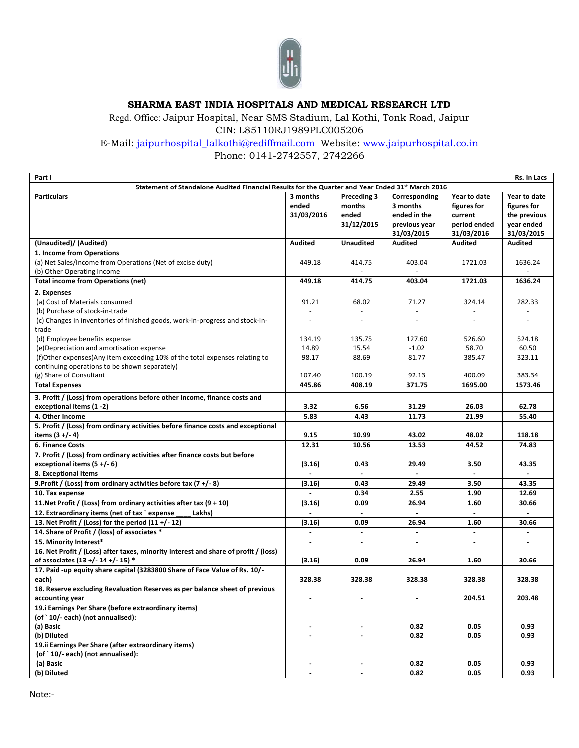# SHARMA EAST INDIA HOSPITALS AND MEDICAL RESEARCH LTD

Regd. Office: Jaipur Hospital, Near SMS Stadium, Lal Kothi, Tonk Road, Jaipur

CIN: L85110RJ1989PLC005206

E-Mail: jaipurhospital_lalkothi@rediffmail.com Website: www.jaipurhospital.co.in

Phone: 0141-2742557, 2742266

| Part I | | | | | Rs. In Lacs |
|---|---|---|---|---|---|
| **Statement of Standalone Audited Financial Results for the Quarter and Year Ended 31st March 2016** | | | | | |
| **Particulars** | **3 months ended 31/03/2016** | **Preceding 3 months ended 31/12/2015** | **Corresponding 3 months ended in the previous year 31/03/2015** | **Year to date figures for current period ended 31/03/2016** | **Year to date figures for the previous year ended 31/03/2015** |
| **(Unaudited)/ (Audited)** | **Audited** | **Unaudited** | **Audited** | **Audited** | **Audited** |
| **1. Income from Operations** | | | | | |
| (a) Net Sales/Income from Operations (Net of excise duty) | 449.18 | 414.75 | 403.04 | 1721.03 | 1636.24 |
| (b) Other Operating Income | | - | - | | - |
| **Total income from Operations (net)** | **449.18** | **414.75** | **403.04** | **1721.03** | **1636.24** |
| **2. Expenses** | | | | | |
| (a) Cost of Materials consumed | 91.21 | 68.02 | 71.27 | 324.14 | 282.33 |
| (b) Purchase of stock-in-trade | - | - | - | - | - |
| (c) Changes in inventories of finished goods, work-in-progress and stock-in-trade | - | - | - | - | - |
| (d) Employee benefits expense | 134.19 | 135.75 | 127.60 | 526.60 | 524.18 |
| (e)Depreciation and amortisation expense | 14.89 | 15.54 | -1.02 | 58.70 | 60.50 |
| (f)Other expenses(Any item exceeding 10% of the total expenses relating to continuing operations to be shown separately) | 98.17 | 88.69 | 81.77 | 385.47 | 323.11 |
| (g) Share of Consultant | 107.40 | 100.19 | 92.13 | 400.09 | 383.34 |
| **Total Expenses** | **445.86** | **408.19** | **371.75** | **1695.00** | **1573.46** |
| **3. Profit / (Loss) from operations before other income, finance costs and exceptional items (1 -2)** | **3.32** | **6.56** | **31.29** | **26.03** | **62.78** |
| **4. Other Income** | **5.83** | **4.43** | **11.73** | **21.99** | **55.40** |
| **5. Profit / (Loss) from ordinary activities before finance costs and exceptional items (3 +/- 4)** | **9.15** | **10.99** | **43.02** | **48.02** | **118.18** |
| **6. Finance Costs** | **12.31** | **10.56** | **13.53** | **44.52** | **74.83** |
| **7. Profit / (Loss) from ordinary activities after finance costs but before exceptional items (5 +/- 6)** | **(3.16)** | **0.43** | **29.49** | **3.50** | **43.35** |
| **8. Exceptional Items** | **-** | **-** | **-** | **-** | **-** |
| **9.Profit / (Loss) from ordinary activities before tax (7 +/- 8)** | **(3.16)** | **0.43** | **29.49** | **3.50** | **43.35** |
| **10. Tax expense** | **-** | **0.34** | **2.55** | **1.90** | **12.69** |
| **11.Net Profit / (Loss) from ordinary activities after tax (9 + 10)** | **(3.16)** | **0.09** | **26.94** | **1.60** | **30.66** |
| **12. Extraordinary items (net of tax ` expense ____ Lakhs)** | **-** | **-** | **-** | **-** | **-** |
| **13. Net Profit / (Loss) for the period (11 +/- 12)** | **(3.16)** | **0.09** | **26.94** | **1.60** | **30.66** |
| **14. Share of Profit / (loss) of associates *** | **-** | **-** | **-** | **-** | **-** |
| **15. Minority Interest*** | **-** | **-** | **-** | **-** | **-** |
| **16. Net Profit / (Loss) after taxes, minority interest and share of profit / (loss) of associates (13 +/- 14 +/- 15) *** | **(3.16)** | **0.09** | **26.94** | **1.60** | **30.66** |
| **17. Paid -up equity share capital (3283800 Share of Face Value of Rs. 10/- each)** | **328.38** | **328.38** | **328.38** | **328.38** | **328.38** |
| **18. Reserve excluding Revaluation Reserves as per balance sheet of previous accounting year** | **-** | **-** | **-** | **204.51** | **203.48** |
| **19.i Earnings Per Share (before extraordinary items) (of ` 10/- each) (not annualised):** | | | | | |
| **(a) Basic** | **-** | **-** | **0.82** | **0.05** | **0.93** |
| **(b) Diluted** | **-** | **-** | **0.82** | **0.05** | **0.93** |
| **19.ii Earnings Per Share (after extraordinary items) (of ` 10/- each) (not annualised):** | | | | | |
| **(a) Basic** | **-** | **-** | **0.82** | **0.05** | **0.93** |
| **(b) Diluted** | **-** | **-** | **0.82** | **0.05** | **0.93** |

Note:-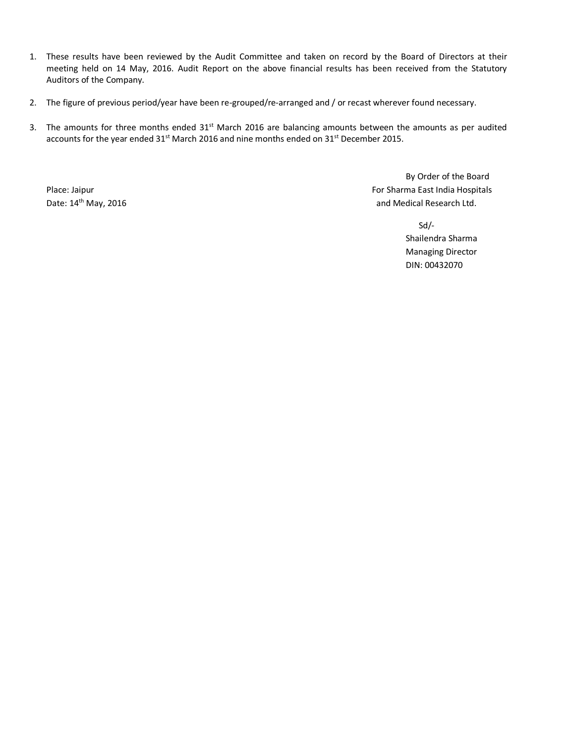1. These results have been reviewed by the Audit Committee and taken on record by the Board of Directors at their meeting held on 14 May, 2016. Audit Report on the above financial results has been received from the Statutory Auditors of the Company.

2. The figure of previous period/year have been re-grouped/re-arranged and / or recast wherever found necessary.

3. The amounts for three months ended 31st March 2016 are balancing amounts between the amounts as per audited accounts for the year ended 31st March 2016 and nine months ended on 31st December 2015.

Place: Jaipur
Date: 14th May, 2016

By Order of the Board
For Sharma East India Hospitals and Medical Research Ltd.

Sd/-
Shailendra Sharma
Managing Director
DIN: 00432070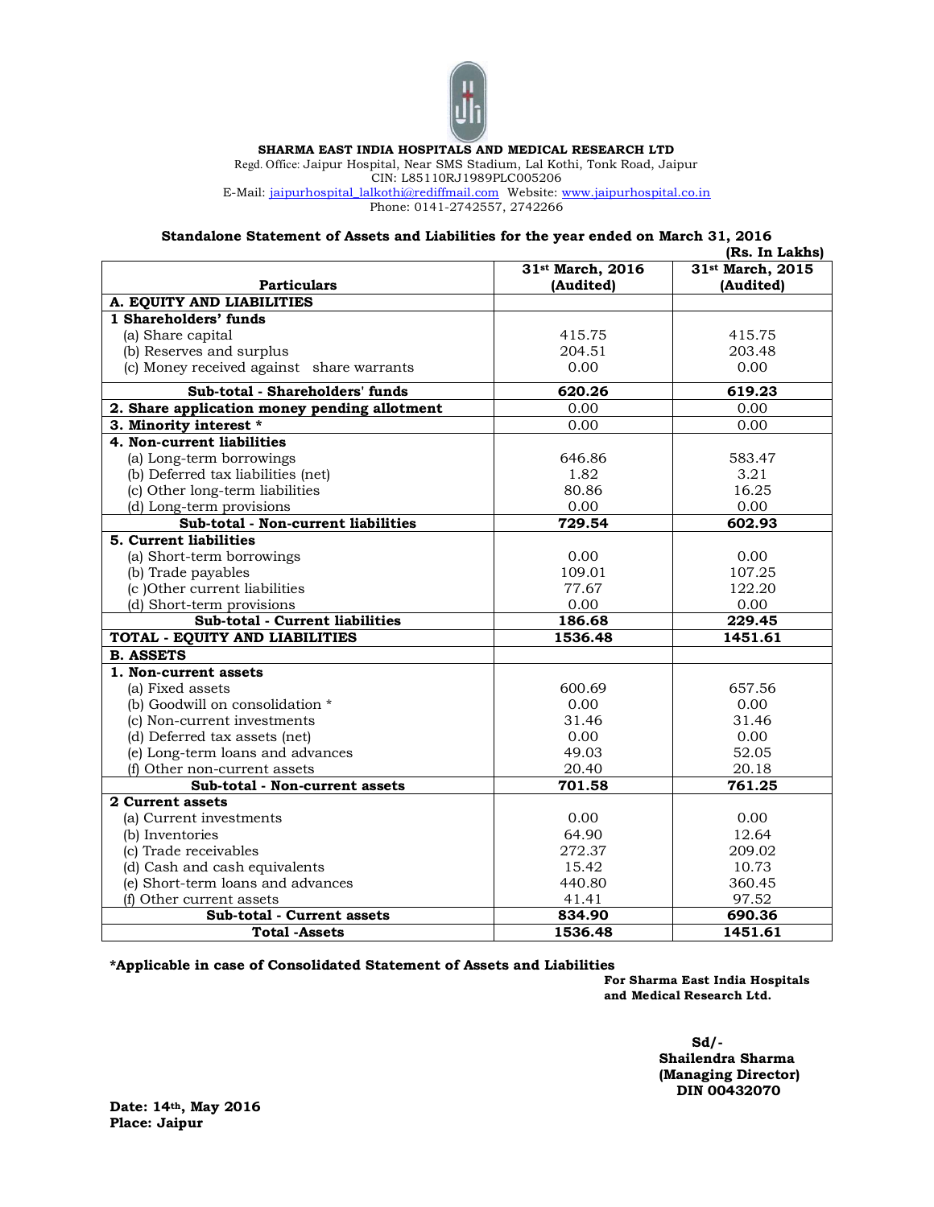**SHARMA EAST INDIA HOSPITALS AND MEDICAL RESEARCH LTD**

Regd. Office: Jaipur Hospital, Near SMS Stadium, Lal Kothi, Tonk Road, Jaipur

CIN: L85110RJ1989PLC005206

E-Mail: jaipurhospital_lalkothi@rediffmail.com Website: www.jaipurhospital.co.in

Phone: 0141-2742557, 2742266

## Standalone Statement of Assets and Liabilities for the year ended on March 31, 2016

(Rs. In Lakhs)

| Particulars | 31st March, 2016 (Audited) | 31st March, 2015 (Audited) |
|---|---|---|
| **A. EQUITY AND LIABILITIES** | | |
| **1 Shareholders' funds** | | |
| (a) Share capital | 415.75 | 415.75 |
| (b) Reserves and surplus | 204.51 | 203.48 |
| (c) Money received against share warrants | 0.00 | 0.00 |
| **Sub-total - Shareholders' funds** | **620.26** | **619.23** |
| **2. Share application money pending allotment** | 0.00 | 0.00 |
| **3. Minority interest *** | 0.00 | 0.00 |
| **4. Non-current liabilities** | | |
| (a) Long-term borrowings | 646.86 | 583.47 |
| (b) Deferred tax liabilities (net) | 1.82 | 3.21 |
| (c) Other long-term liabilities | 80.86 | 16.25 |
| (d) Long-term provisions | 0.00 | 0.00 |
| **Sub-total - Non-current liabilities** | **729.54** | **602.93** |
| **5. Current liabilities** | | |
| (a) Short-term borrowings | 0.00 | 0.00 |
| (b) Trade payables | 109.01 | 107.25 |
| (c )Other current liabilities | 77.67 | 122.20 |
| (d) Short-term provisions | 0.00 | 0.00 |
| **Sub-total - Current liabilities** | **186.68** | **229.45** |
| **TOTAL - EQUITY AND LIABILITIES** | **1536.48** | **1451.61** |
| **B. ASSETS** | | |
| **1. Non-current assets** | | |
| (a) Fixed assets | 600.69 | 657.56 |
| (b) Goodwill on consolidation * | 0.00 | 0.00 |
| (c) Non-current investments | 31.46 | 31.46 |
| (d) Deferred tax assets (net) | 0.00 | 0.00 |
| (e) Long-term loans and advances | 49.03 | 52.05 |
| (f) Other non-current assets | 20.40 | 20.18 |
| **Sub-total - Non-current assets** | **701.58** | **761.25** |
| **2 Current assets** | | |
| (a) Current investments | 0.00 | 0.00 |
| (b) Inventories | 64.90 | 12.64 |
| (c) Trade receivables | 272.37 | 209.02 |
| (d) Cash and cash equivalents | 15.42 | 10.73 |
| (e) Short-term loans and advances | 440.80 | 360.45 |
| (f) Other current assets | 41.41 | 97.52 |
| **Sub-total - Current assets** | **834.90** | **690.36** |
| **Total -Assets** | **1536.48** | **1451.61** |

***Applicable in case of Consolidated Statement of Assets and Liabilities**

**For Sharma East India Hospitals and Medical Research Ltd.**

**Sd/-**
**Shailendra Sharma**
**(Managing Director)**
**DIN 00432070**

**Date: 14th, May 2016**
**Place: Jaipur**